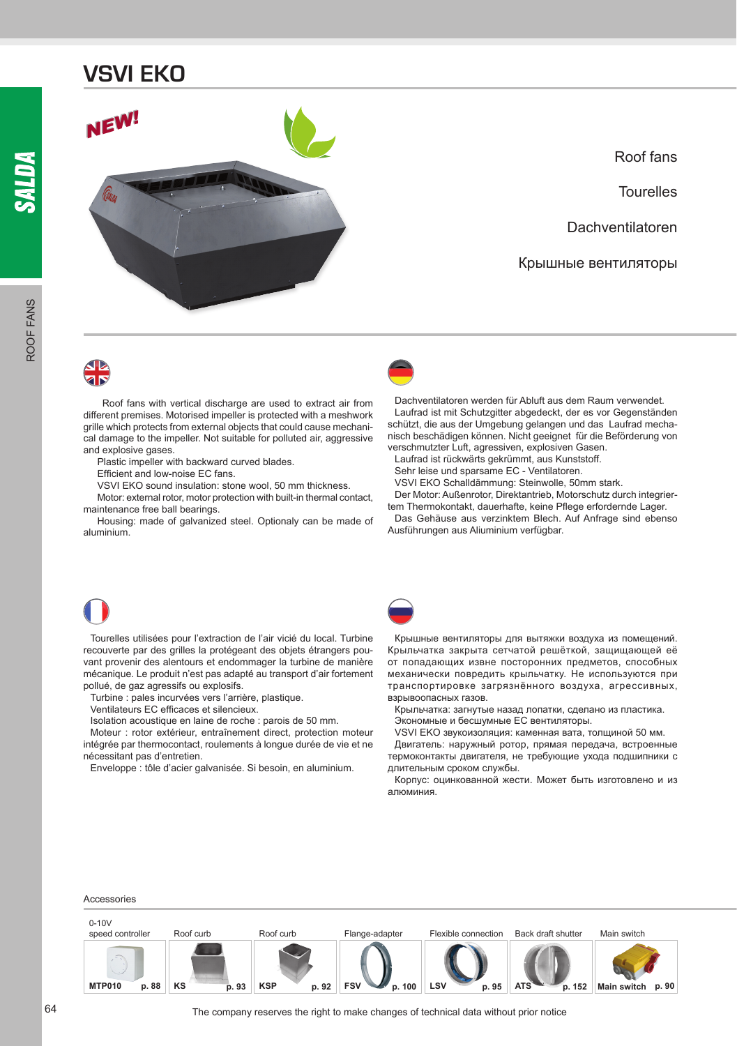# VSVI EKO

NEW!

Roof fans

Tourelles

Dachventilatoren

Крышные вентиляторы

Roof fans with vertical discharge are used to extract air from different premises. Motorised impeller is protected with a meshwork grille which protects from external objects that could cause mechanical damage to the impeller. Not suitable for polluted air, aggressive and explosive gases.

Plastic impeller with backward curved blades.

Efficient and low-noise EC fans.

VSVI EKO sound insulation: stone wool, 50 mm thickness.

Motor: external rotor, motor protection with built-in thermal contact, maintenance free ball bearings.

Housing: made of galvanized steel. Optionaly can be made of aluminium.

Dachventilatoren werden für Abluft aus dem Raum verwendet.

Laufrad ist mit Schutzgitter abgedeckt, der es vor Gegenständen schützt, die aus der Umgebung gelangen und das Laufrad mechanisch beschädigen können. Nicht geeignet für die Beförderung von verschmutzter Luft, agressiven, explosiven Gasen.

Laufrad ist rückwärts gekrümmt, aus Kunststoff.

Sehr leise und sparsame EC - Ventilatoren.

VSVI EKO Schalldämmung: Steinwolle, 50mm stark.

Der Motor: Außenrotor, Direktantrieb, Motorschutz durch integriertem Thermokontakt, dauerhafte, keine Pflege erfordernde Lager.

Das Gehäuse aus verzinktem Blech. Auf Anfrage sind ebenso Ausführungen aus Aliuminium verfügbar.

Tourelles utilisées pour l'extraction de l'air vicié du local. Turbine recouverte par des grilles la protégeant des objets étrangers pouvant provenir des alentours et endommager la turbine de manière mécanique. Le produit n'est pas adapté au transport d'air fortement pollué, de gaz agressifs ou explosifs.

Turbine : pales incurvées vers l'arrière, plastique.

Ventilateurs EC efficaces et silencieux.

Isolation acoustique en laine de roche : parois de 50 mm.

Moteur : rotor extérieur, entraînement direct, protection moteur intégrée par thermocontact, roulements à longue durée de vie et ne nécessitant pas d'entretien.

Enveloppe : tôle d'acier galvanisée. Si besoin, en aluminium.

Крышные вентиляторы для вытяжки воздуха из помещений. Крыльчатка закрыта сетчатой решёткой, защищающей её от попадающих извне посторонних предметов, способных механически повредить крыльчатку. Не используются при транспортировке загрязнённого воздуха, агрессивных, взрывоопасных газов.

Крыльчатка: загнутые назад лопатки, сделано из пластика.

Экономные и бесшумные EC вентиляторы.

VSVI EKO звукоизоляция: каменная вата, толщиной 50 мм.

Двигатель: наружный ротор, прямая передача, встроенные термоконтакты двигателя, не требующие ухода подшипники с длительным сроком службы.

Корпус: оцинкованной жести. Может быть изготовлено и из алюминия.

## Accessories

| 0-10V speed controller | Roof curb | Roof curb | Flange-adapter | Flexible connection | Back draft shutter | Main switch |
|---|---|---|---|---|---|---|
| MTP010 p. 88 | KS p. 93 | KSP p. 92 | FSV p. 100 | LSV p. 95 | ATS p. 152 | Main switch p. 90 |

The company reserves the right to make changes of technical data without prior notice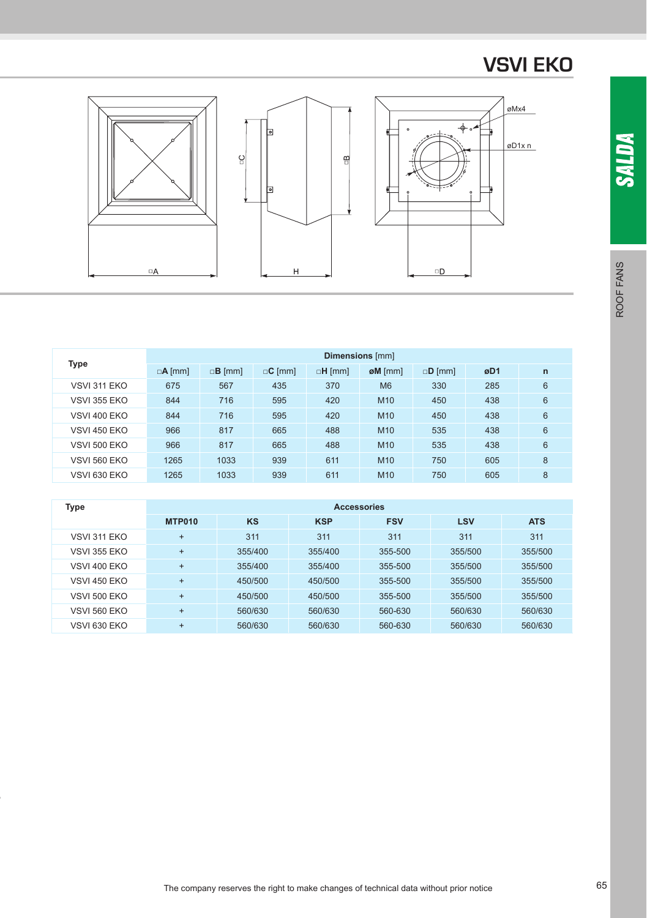# VSVI EKO

| Type | Dimensions [mm] | | | | | | | |
|---|---|---|---|---|---|---|---|---|
| | □A [mm] | □B [mm] | □C [mm] | □H [mm] | øM [mm] | □D [mm] | øD1 | n |
| VSVI 311 EKO | 675 | 567 | 435 | 370 | M6 | 330 | 285 | 6 |
| VSVI 355 EKO | 844 | 716 | 595 | 420 | M10 | 450 | 438 | 6 |
| VSVI 400 EKO | 844 | 716 | 595 | 420 | M10 | 450 | 438 | 6 |
| VSVI 450 EKO | 966 | 817 | 665 | 488 | M10 | 535 | 438 | 6 |
| VSVI 500 EKO | 966 | 817 | 665 | 488 | M10 | 535 | 438 | 6 |
| VSVI 560 EKO | 1265 | 1033 | 939 | 611 | M10 | 750 | 605 | 8 |
| VSVI 630 EKO | 1265 | 1033 | 939 | 611 | M10 | 750 | 605 | 8 |

| Type | Accessories | | | | | |
|---|---|---|---|---|---|---|
| | MTP010 | KS | KSP | FSV | LSV | ATS |
| VSVI 311 EKO | + | 311 | 311 | 311 | 311 | 311 |
| VSVI 355 EKO | + | 355/400 | 355/400 | 355-500 | 355/500 | 355/500 |
| VSVI 400 EKO | + | 355/400 | 355/400 | 355-500 | 355/500 | 355/500 |
| VSVI 450 EKO | + | 450/500 | 450/500 | 355-500 | 355/500 | 355/500 |
| VSVI 500 EKO | + | 450/500 | 450/500 | 355-500 | 355/500 | 355/500 |
| VSVI 560 EKO | + | 560/630 | 560/630 | 560-630 | 560/630 | 560/630 |
| VSVI 630 EKO | + | 560/630 | 560/630 | 560-630 | 560/630 | 560/630 |

The company reserves the right to make changes of technical data without prior notice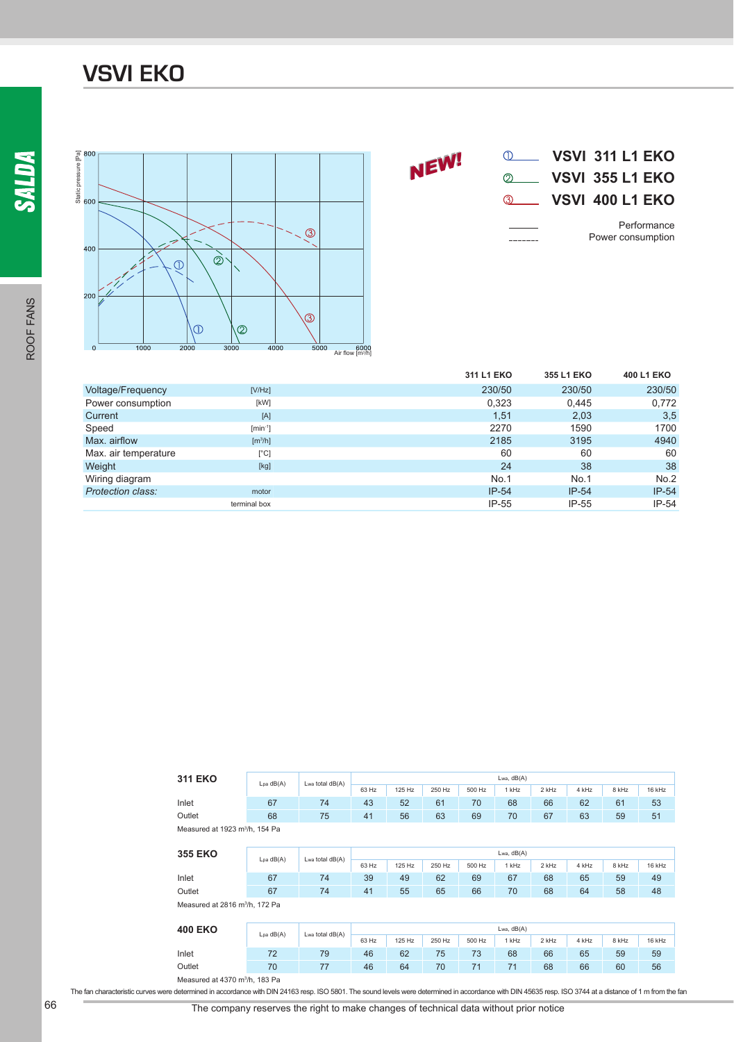# VSVI EKO

NEW!

① VSVI 311 L1 EKO
② VSVI 355 L1 EKO
③ VSVI 400 L1 EKO

——— Performance
- - - - Power consumption

| | | 311 L1 EKO | 355 L1 EKO | 400 L1 EKO |
|---|---|---|---|---|
| Voltage/Frequency | [V/Hz] | 230/50 | 230/50 | 230/50 |
| Power consumption | [kW] | 0,323 | 0,445 | 0,772 |
| Current | [A] | 1,51 | 2,03 | 3,5 |
| Speed | [min⁻¹] | 2270 | 1590 | 1700 |
| Max. airflow | [m³/h] | 2185 | 3195 | 4940 |
| Max. air temperature | [°C] | 60 | 60 | 60 |
| Weight | [kg] | 24 | 38 | 38 |
| Wiring diagram | | No.1 | No.1 | No.2 |
| *Protection class:* | motor | IP-54 | IP-54 | IP-54 |
| | terminal box | IP-55 | IP-55 | IP-54 |

**311 EKO**

| | $L_{pa}$ dB(A) | $L_{wa}$ total dB(A) | $L_{wa}$, dB(A) 63 Hz | 125 Hz | 250 Hz | 500 Hz | 1 kHz | 2 kHz | 4 kHz | 8 kHz | 16 kHz |
|---|---|---|---|---|---|---|---|---|---|---|---|
| Inlet | 67 | 74 | 43 | 52 | 61 | 70 | 68 | 66 | 62 | 61 | 53 |
| Outlet | 68 | 75 | 41 | 56 | 63 | 69 | 70 | 67 | 63 | 59 | 51 |

Measured at 1923 m³/h, 154 Pa

**355 EKO**

| | $L_{pa}$ dB(A) | $L_{wa}$ total dB(A) | $L_{wa}$, dB(A) 63 Hz | 125 Hz | 250 Hz | 500 Hz | 1 kHz | 2 kHz | 4 kHz | 8 kHz | 16 kHz |
|---|---|---|---|---|---|---|---|---|---|---|---|
| Inlet | 67 | 74 | 39 | 49 | 62 | 69 | 67 | 68 | 65 | 59 | 49 |
| Outlet | 67 | 74 | 41 | 55 | 65 | 66 | 70 | 68 | 64 | 58 | 48 |

Measured at 2816 m³/h, 172 Pa

**400 EKO**

| | $L_{pa}$ dB(A) | $L_{wa}$ total dB(A) | $L_{wa}$, dB(A) 63 Hz | 125 Hz | 250 Hz | 500 Hz | 1 kHz | 2 kHz | 4 kHz | 8 kHz | 16 kHz |
|---|---|---|---|---|---|---|---|---|---|---|---|
| Inlet | 72 | 79 | 46 | 62 | 75 | 73 | 68 | 66 | 65 | 59 | 59 |
| Outlet | 70 | 77 | 46 | 64 | 70 | 71 | 71 | 68 | 66 | 60 | 56 |

Measured at 4370 m³/h, 183 Pa

The fan characteristic curves were determined in accordance with DIN 24163 resp. ISO 5801. The sound levels were determined in accordance with DIN 45635 resp. ISO 3744 at a distance of 1 m from the fan

The company reserves the right to make changes of technical data without prior notice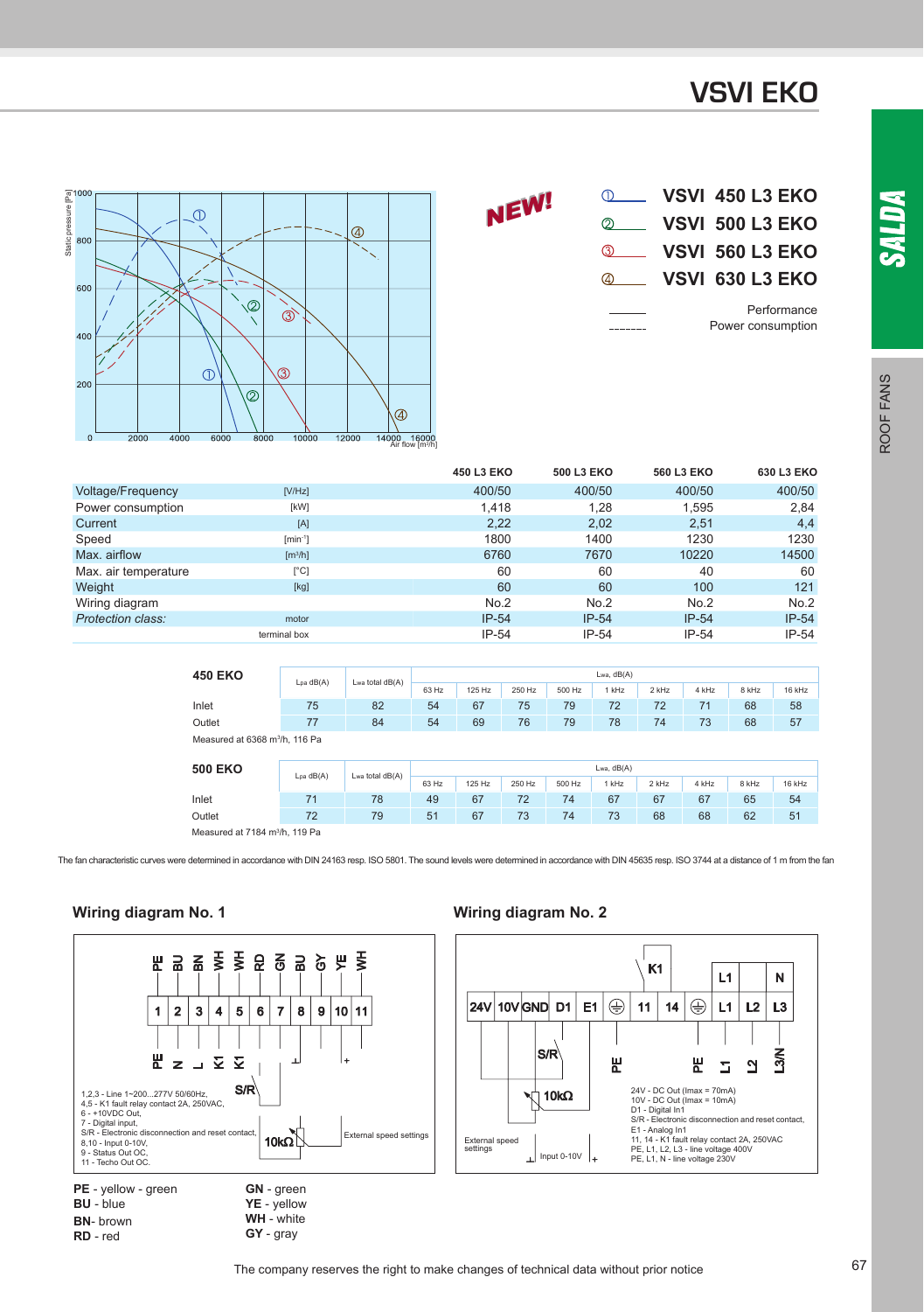# VSVI EKO

SALDA

ROOF FANS

Static pressure [Pa]
1000
800
600
400
200
0
2000 4000 6000 8000 10000 12000 14000 16000
Air flow [m³/h]

NEW!

① VSVI 450 L3 EKO
② VSVI 500 L3 EKO
③ VSVI 560 L3 EKO
④ VSVI 630 L3 EKO

Performance
Power consumption

| | | 450 L3 EKO | 500 L3 EKO | 560 L3 EKO | 630 L3 EKO |
|---|---|---|---|---|---|
| Voltage/Frequency | [V/Hz] | 400/50 | 400/50 | 400/50 | 400/50 |
| Power consumption | [kW] | 1,418 | 1,28 | 1,595 | 2,84 |
| Current | [A] | 2,22 | 2,02 | 2,51 | 4,4 |
| Speed | [min⁻¹] | 1800 | 1400 | 1230 | 1230 |
| Max. airflow | [m³/h] | 6760 | 7670 | 10220 | 14500 |
| Max. air temperature | [°C] | 60 | 60 | 40 | 60 |
| Weight | [kg] | 60 | 60 | 100 | 121 |
| Wiring diagram | | No.2 | No.2 | No.2 | No.2 |
| *Protection class:* | motor | IP-54 | IP-54 | IP-54 | IP-54 |
| | terminal box | IP-54 | IP-54 | IP-54 | IP-54 |

| 450 EKO | $L_{pa}$ dB(A) | $L_{wa}$ total dB(A) | $L_{wa}$, dB(A) | | | | | | | | |
|---|---|---|---|---|---|---|---|---|---|---|---|
| | | | 63 Hz | 125 Hz | 250 Hz | 500 Hz | 1 kHz | 2 kHz | 4 kHz | 8 kHz | 16 kHz |
| Inlet | 75 | 82 | 54 | 67 | 75 | 79 | 72 | 72 | 71 | 68 | 58 |
| Outlet | 77 | 84 | 54 | 69 | 76 | 79 | 78 | 74 | 73 | 68 | 57 |

Measured at 6368 m³/h, 116 Pa

| 500 EKO | $L_{pa}$ dB(A) | $L_{wa}$ total dB(A) | $L_{wa}$, dB(A) | | | | | | | | |
|---|---|---|---|---|---|---|---|---|---|---|---|
| | | | 63 Hz | 125 Hz | 250 Hz | 500 Hz | 1 kHz | 2 kHz | 4 kHz | 8 kHz | 16 kHz |
| Inlet | 71 | 78 | 49 | 67 | 72 | 74 | 67 | 67 | 67 | 65 | 54 |
| Outlet | 72 | 79 | 51 | 67 | 73 | 74 | 73 | 68 | 68 | 62 | 51 |

Measured at 7184 m³/h, 119 Pa

The fan characteristic curves were determined in accordance with DIN 24163 resp. ISO 5801. The sound levels were determined in accordance with DIN 45635 resp. ISO 3744 at a distance of 1 m from the fan

## Wiring diagram No. 1

PE BU BN WH WH RD GN BU GY YE WH

1 2 3 4 5 6 7 8 9 10 11

PE N L K1 K1

S/R

10kΩ

External speed settings

1,2,3 - Line 1~200...277V 50/60Hz,
4,5 - K1 fault relay contact 2A, 250VAC,
6 - +10VDC Out,
7 - Digital input,
S/R - Electronic disconnection and reset contact,
8,10 - Input 0-10V,
9 - Status Out OC,
11 - Techo Out OC.

**PE** - yellow - green
**BU** - blue
**BN**- brown
**RD** - red
**GN** - green
**YE** - yellow
**WH** - white
**GY** - gray

## Wiring diagram No. 2

24V 10V GND D1 E1 ⏚ 11 14 ⏚ L1 L2 L3

K1 L1 N

S/R

10kΩ

PE PE L1 L2 L3/N

External speed settings

Input 0-10V

24V - DC Out (Imax = 70mA)
10V - DC Out (Imax = 10mA)
D1 - Digital In1
S/R - Electronic disconnection and reset contact,
E1 - Analog In1
11, 14 - K1 fault relay contact 2A, 250VAC
PE, L1, L2, L3 - line voltage 400V
PE, L1, N - line voltage 230V

The company reserves the right to make changes of technical data without prior notice